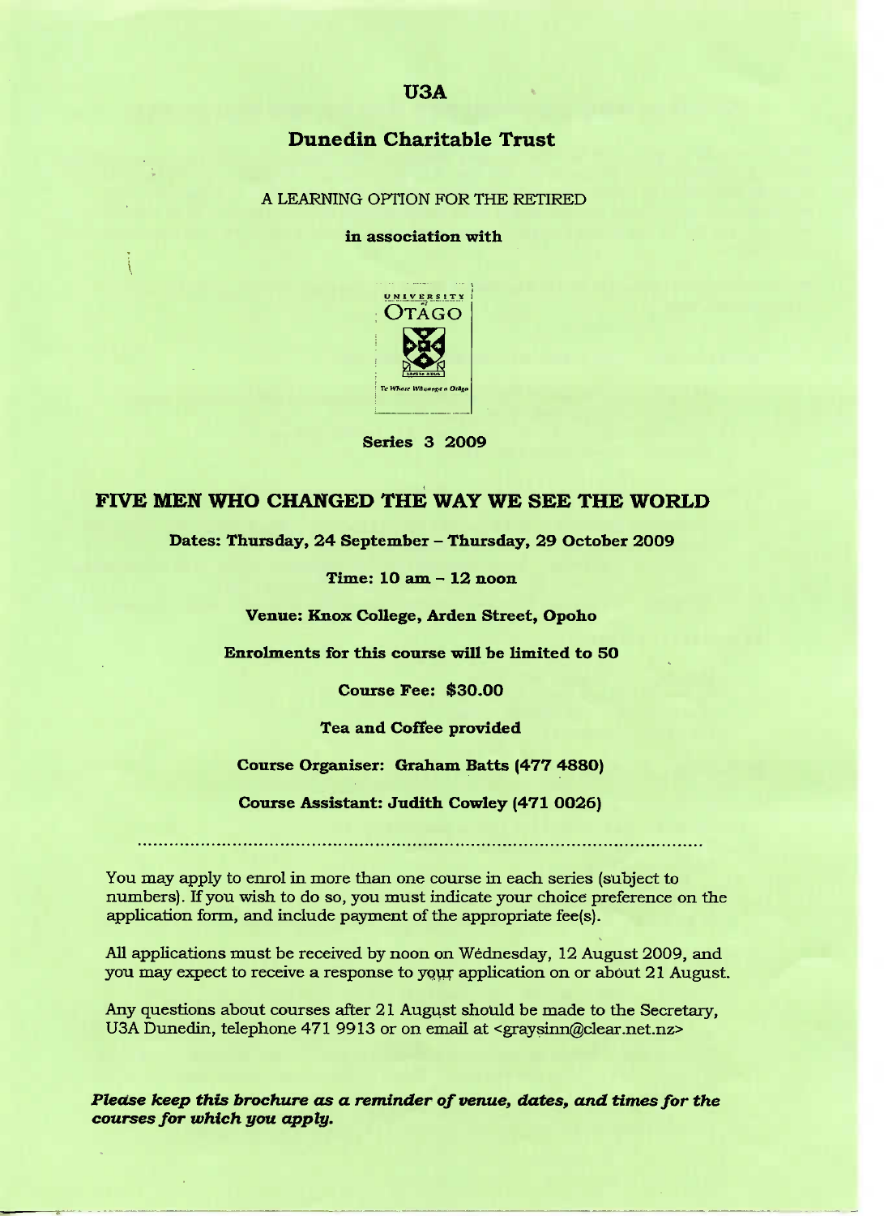# U3A

## Dunedin Charitable Trust

A LEARNING OPTION FOR THE RETIRED

**in association with**

UNIVERSITY of OTAGO

Te Whare Wānanga o Otāgo

**Series 3 2009**

# FIVE MEN WHO CHANGED THE WAY WE SEE THE WORLD

**Dates: Thursday, 24 September – Thursday, 29 October 2009**

**Time: 10 am – 12 noon**

**Venue: Knox College, Arden Street, Opoho**

**Enrolments for this course will be limited to 50**

**Course Fee: $30.00**

**Tea and Coffee provided**

**Course Organiser: Graham Batts (477 4880)**

**Course Assistant: Judith Cowley (471 0026)**

---

You may apply to enrol in more than one course in each series (subject to numbers). If you wish to do so, you must indicate your choice preference on the application form, and include payment of the appropriate fee(s).

All applications must be received by noon on Wednesday, 12 August 2009, and you may expect to receive a response to your application on or about 21 August.

Any questions about courses after 21 August should be made to the Secretary, U3A Dunedin, telephone 471 9913 or on email at <graysinn@clear.net.nz>

***Please keep this brochure as a reminder of venue, dates, and times for the courses for which you apply.***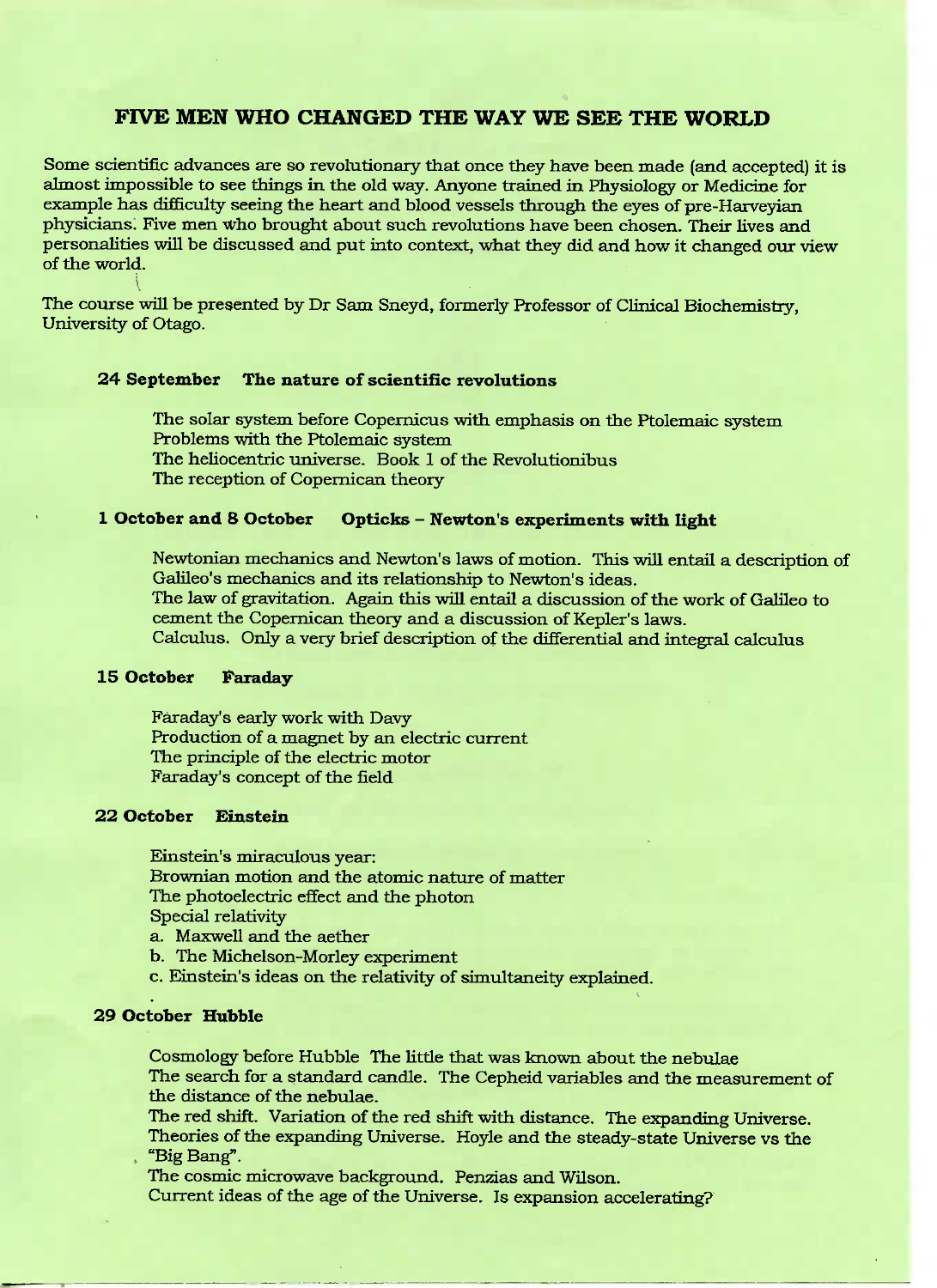## FIVE MEN WHO CHANGED THE WAY WE SEE THE WORLD

Some scientific advances are so revolutionary that once they have been made (and accepted) it is almost impossible to see things in the old way. Anyone trained in Physiology or Medicine for example has difficulty seeing the heart and blood vessels through the eyes of pre-Harveyian physicians. Five men who brought about such revolutions have been chosen. Their lives and personalities will be discussed and put into context, what they did and how it changed our view of the world.

The course will be presented by Dr Sam Sneyd, formerly Professor of Clinical Biochemistry, University of Otago.

### 24 September The nature of scientific revolutions

The solar system before Copernicus with emphasis on the Ptolemaic system
Problems with the Ptolemaic system
The heliocentric universe. Book 1 of the Revolutionibus
The reception of Copernican theory

### 1 October and 8 October Opticks – Newton's experiments with light

Newtonian mechanics and Newton's laws of motion. This will entail a description of Galileo's mechanics and its relationship to Newton's ideas.
The law of gravitation. Again this will entail a discussion of the work of Galileo to cement the Copernican theory and a discussion of Kepler's laws.
Calculus. Only a very brief description of the differential and integral calculus

### 15 October Faraday

Faraday's early work with Davy
Production of a magnet by an electric current
The principle of the electric motor
Faraday's concept of the field

### 22 October Einstein

Einstein's miraculous year:
Brownian motion and the atomic nature of matter
The photoelectric effect and the photon
Special relativity

a. Maxwell and the aether
b. The Michelson-Morley experiment
c. Einstein's ideas on the relativity of simultaneity explained.

### 29 October Hubble

Cosmology before Hubble The little that was known about the nebulae
The search for a standard candle. The Cepheid variables and the measurement of the distance of the nebulae.
The red shift. Variation of the red shift with distance. The expanding Universe.
Theories of the expanding Universe. Hoyle and the steady-state Universe vs the "Big Bang".
The cosmic microwave background. Penzias and Wilson.
Current ideas of the age of the Universe. Is expansion accelerating?